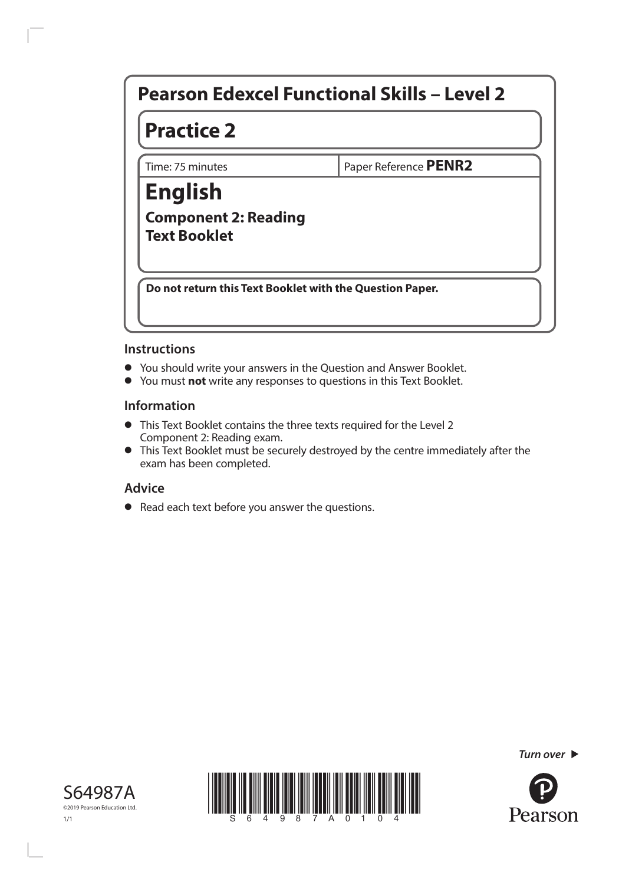# Pearson Edexcel Functional Skills – Level 2

## Practice 2

| Time: 75 minutes | Paper Reference **PENR2** |
| --- | --- |

# English

### Component 2: Reading
### Text Booklet

**Do not return this Text Booklet with the Question Paper.**

### Instructions

- You should write your answers in the Question and Answer Booklet.
- You must **not** write any responses to questions in this Text Booklet.

### Information

- This Text Booklet contains the three texts required for the Level 2 Component 2: Reading exam.
- This Text Booklet must be securely destroyed by the centre immediately after the exam has been completed.

### Advice

- Read each text before you answer the questions.

S64987A
©2019 Pearson Education Ltd.
1/1

*Turn over* ▶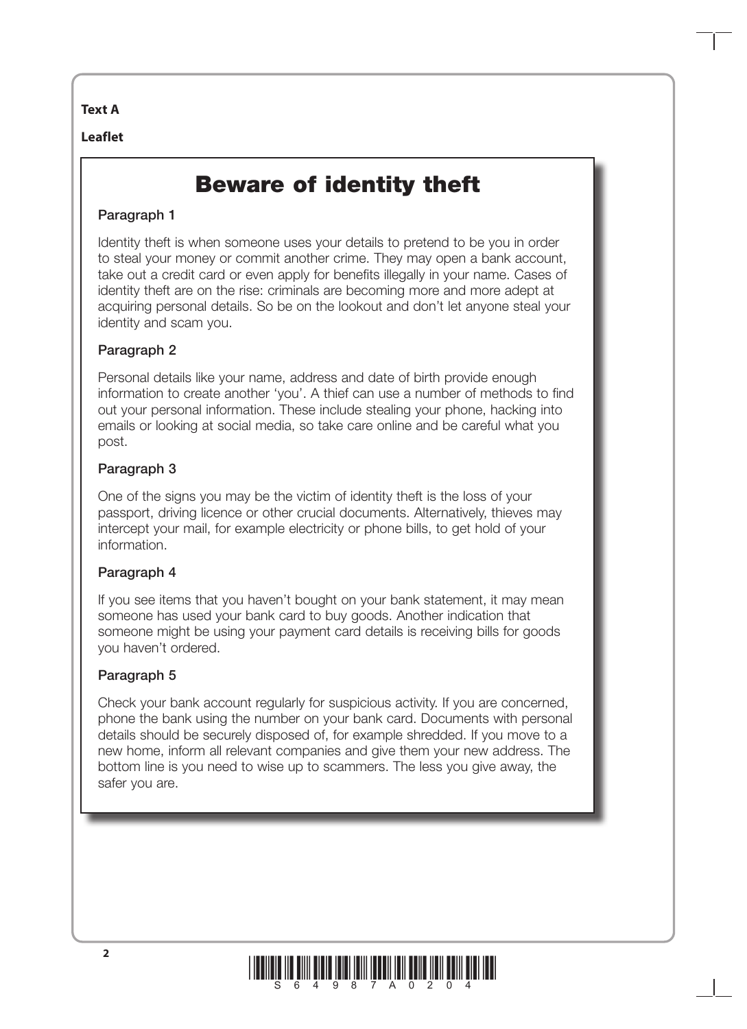**Text A**

**Leaflet**

# Beware of identity theft

### Paragraph 1

Identity theft is when someone uses your details to pretend to be you in order to steal your money or commit another crime. They may open a bank account, take out a credit card or even apply for benefits illegally in your name. Cases of identity theft are on the rise: criminals are becoming more and more adept at acquiring personal details. So be on the lookout and don't let anyone steal your identity and scam you.

### Paragraph 2

Personal details like your name, address and date of birth provide enough information to create another 'you'. A thief can use a number of methods to find out your personal information. These include stealing your phone, hacking into emails or looking at social media, so take care online and be careful what you post.

### Paragraph 3

One of the signs you may be the victim of identity theft is the loss of your passport, driving licence or other crucial documents. Alternatively, thieves may intercept your mail, for example electricity or phone bills, to get hold of your information.

### Paragraph 4

If you see items that you haven't bought on your bank statement, it may mean someone has used your bank card to buy goods. Another indication that someone might be using your payment card details is receiving bills for goods you haven't ordered.

### Paragraph 5

Check your bank account regularly for suspicious activity. If you are concerned, phone the bank using the number on your bank card. Documents with personal details should be securely disposed of, for example shredded. If you move to a new home, inform all relevant companies and give them your new address. The bottom line is you need to wise up to scammers. The less you give away, the safer you are.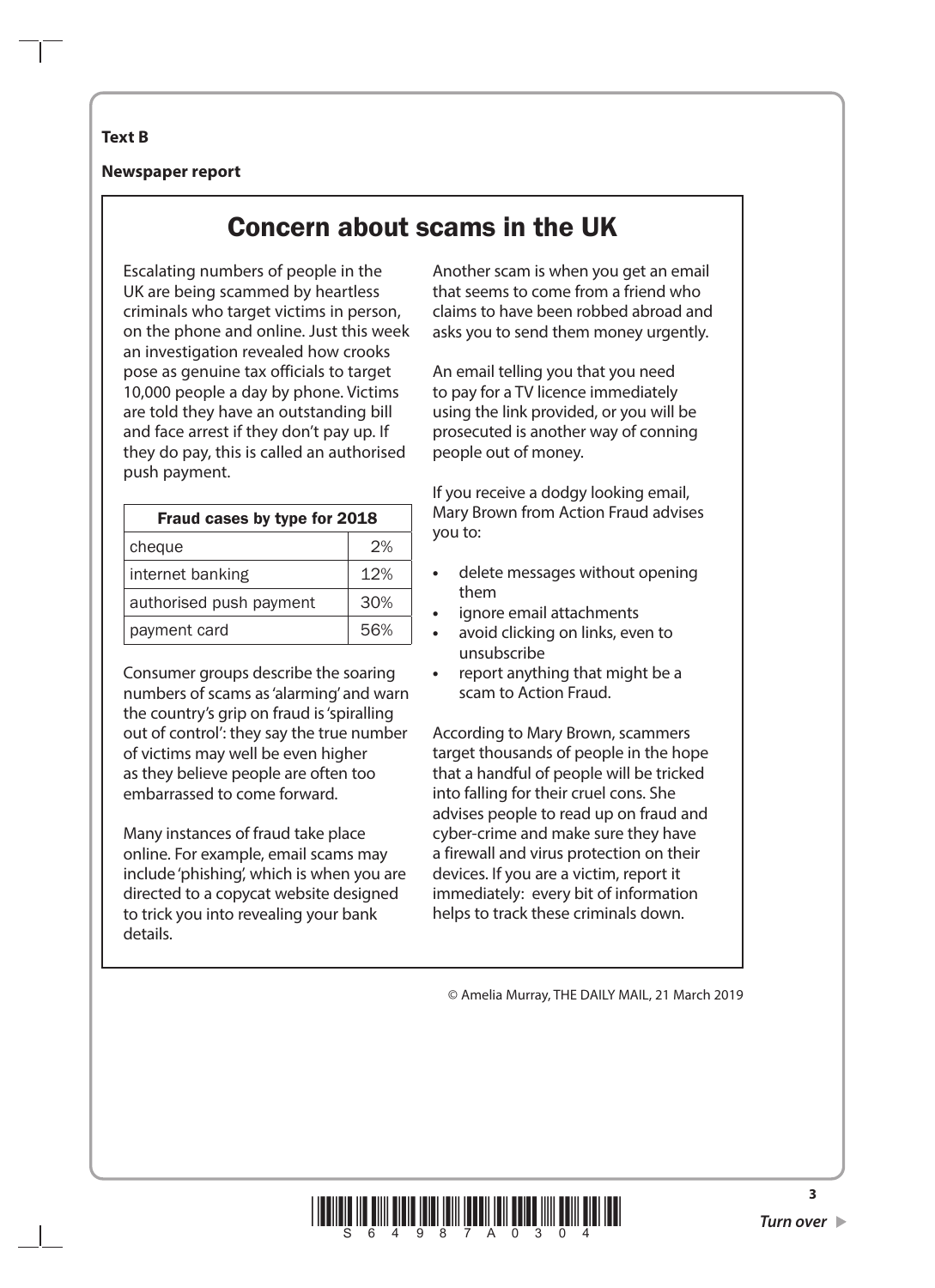**Text B**

**Newspaper report**

# Concern about scams in the UK

Escalating numbers of people in the UK are being scammed by heartless criminals who target victims in person, on the phone and online. Just this week an investigation revealed how crooks pose as genuine tax officials to target 10,000 people a day by phone. Victims are told they have an outstanding bill and face arrest if they don't pay up. If they do pay, this is called an authorised push payment.

| Fraud cases by type for 2018 | |
|---|---|
| cheque | 2% |
| internet banking | 12% |
| authorised push payment | 30% |
| payment card | 56% |

Consumer groups describe the soaring numbers of scams as 'alarming' and warn the country's grip on fraud is 'spiralling out of control': they say the true number of victims may well be even higher as they believe people are often too embarrassed to come forward.

Many instances of fraud take place online. For example, email scams may include 'phishing', which is when you are directed to a copycat website designed to trick you into revealing your bank details.

Another scam is when you get an email that seems to come from a friend who claims to have been robbed abroad and asks you to send them money urgently.

An email telling you that you need to pay for a TV licence immediately using the link provided, or you will be prosecuted is another way of conning people out of money.

If you receive a dodgy looking email, Mary Brown from Action Fraud advises you to:

- delete messages without opening them
- ignore email attachments
- avoid clicking on links, even to unsubscribe
- report anything that might be a scam to Action Fraud.

According to Mary Brown, scammers target thousands of people in the hope that a handful of people will be tricked into falling for their cruel cons. She advises people to read up on fraud and cyber-crime and make sure they have a firewall and virus protection on their devices. If you are a victim, report it immediately: every bit of information helps to track these criminals down.

© Amelia Murray, THE DAILY MAIL, 21 March 2019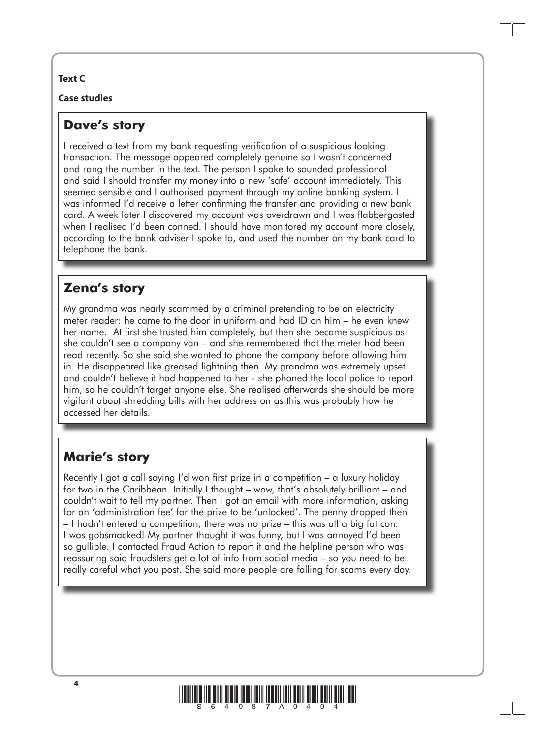**Text C**

**Case studies**

## Dave's story

I received a text from my bank requesting verification of a suspicious looking transaction. The message appeared completely genuine so I wasn't concerned and rang the number in the text. The person I spoke to sounded professional and said I should transfer my money into a new 'safe' account immediately. This seemed sensible and I authorised payment through my online banking system. I was informed I'd receive a letter confirming the transfer and providing a new bank card. A week later I discovered my account was overdrawn and I was flabbergasted when I realised I'd been conned. I should have monitored my account more closely, according to the bank adviser I spoke to, and used the number on my bank card to telephone the bank.

## Zena's story

My grandma was nearly scammed by a criminal pretending to be an electricity meter reader: he came to the door in uniform and had ID on him – he even knew her name. At first she trusted him completely, but then she became suspicious as she couldn't see a company van – and she remembered that the meter had been read recently. So she said she wanted to phone the company before allowing him in. He disappeared like greased lightning then. My grandma was extremely upset and couldn't believe it had happened to her - she phoned the local police to report him, so he couldn't target anyone else. She realised afterwards she should be more vigilant about shredding bills with her address on as this was probably how he accessed her details.

## Marie's story

Recently I got a call saying I'd won first prize in a competition – a luxury holiday for two in the Caribbean. Initially I thought – wow, that's absolutely brilliant – and couldn't wait to tell my partner. Then I got an email with more information, asking for an 'administration fee' for the prize to be 'unlocked'. The penny dropped then – I hadn't entered a competition, there was no prize – this was all a big fat con. I was gobsmacked! My partner thought it was funny, but I was annoyed I'd been so gullible. I contacted Fraud Action to report it and the helpline person who was reassuring said fraudsters get a lot of info from social media – so you need to be really careful what you post. She said more people are falling for scams every day.